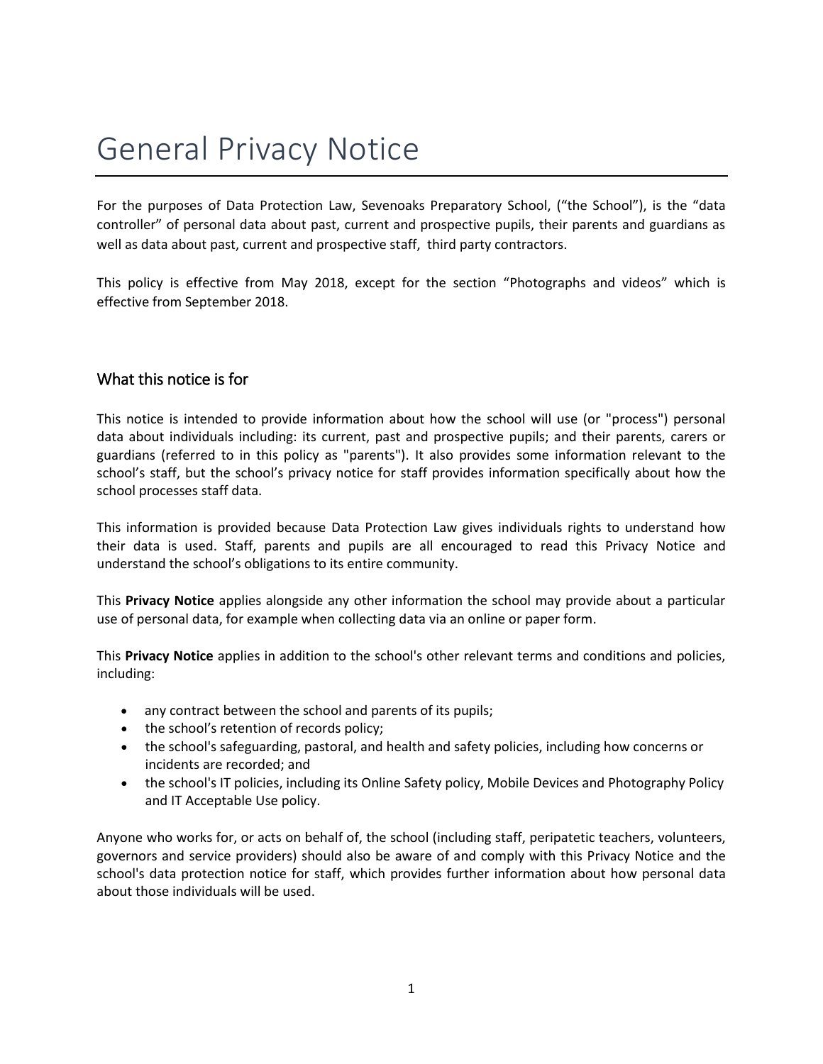# General Privacy Notice

For the purposes of Data Protection Law, Sevenoaks Preparatory School, ("the School"), is the "data controller" of personal data about past, current and prospective pupils, their parents and guardians as well as data about past, current and prospective staff, third party contractors.

This policy is effective from May 2018, except for the section "Photographs and videos" which is effective from September 2018.

## What this notice is for

This notice is intended to provide information about how the school will use (or "process") personal data about individuals including: its current, past and prospective pupils; and their parents, carers or guardians (referred to in this policy as "parents"). It also provides some information relevant to the school's staff, but the school's privacy notice for staff provides information specifically about how the school processes staff data.

This information is provided because Data Protection Law gives individuals rights to understand how their data is used. Staff, parents and pupils are all encouraged to read this Privacy Notice and understand the school's obligations to its entire community.

This **Privacy Notice** applies alongside any other information the school may provide about a particular use of personal data, for example when collecting data via an online or paper form.

This **Privacy Notice** applies in addition to the school's other relevant terms and conditions and policies, including:

- any contract between the school and parents of its pupils;
- the school's retention of records policy;
- the school's safeguarding, pastoral, and health and safety policies, including how concerns or incidents are recorded; and
- the school's IT policies, including its Online Safety policy, Mobile Devices and Photography Policy and IT Acceptable Use policy.

Anyone who works for, or acts on behalf of, the school (including staff, peripatetic teachers, volunteers, governors and service providers) should also be aware of and comply with this Privacy Notice and the school's data protection notice for staff, which provides further information about how personal data about those individuals will be used.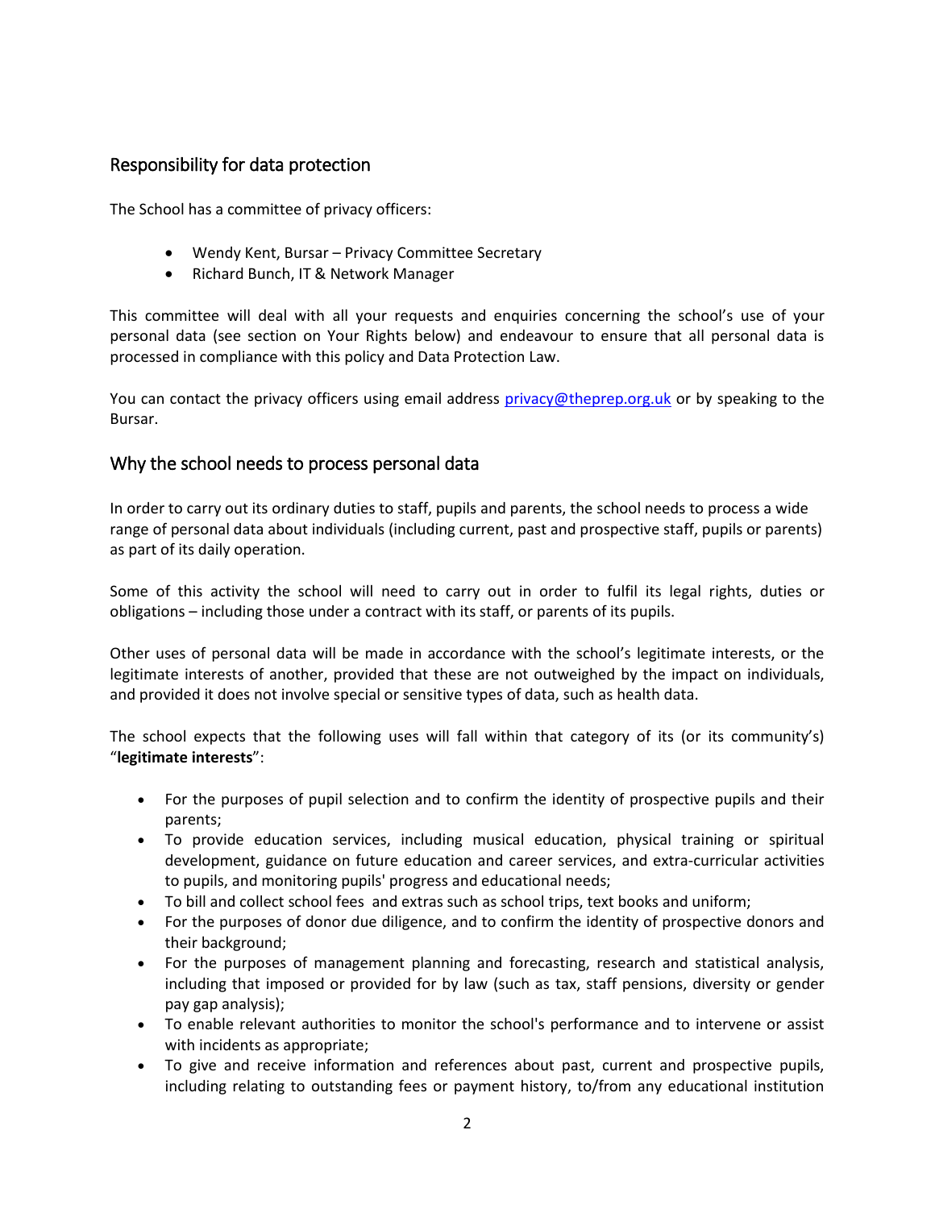## Responsibility for data protection

The School has a committee of privacy officers:

- Wendy Kent, Bursar – Privacy Committee Secretary
- Richard Bunch, IT & Network Manager

This committee will deal with all your requests and enquiries concerning the school's use of your personal data (see section on Your Rights below) and endeavour to ensure that all personal data is processed in compliance with this policy and Data Protection Law.

You can contact the privacy officers using email address privacy@theprep.org.uk or by speaking to the Bursar.

## Why the school needs to process personal data

In order to carry out its ordinary duties to staff, pupils and parents, the school needs to process a wide range of personal data about individuals (including current, past and prospective staff, pupils or parents) as part of its daily operation.

Some of this activity the school will need to carry out in order to fulfil its legal rights, duties or obligations – including those under a contract with its staff, or parents of its pupils.

Other uses of personal data will be made in accordance with the school's legitimate interests, or the legitimate interests of another, provided that these are not outweighed by the impact on individuals, and provided it does not involve special or sensitive types of data, such as health data.

The school expects that the following uses will fall within that category of its (or its community's) "**legitimate interests**":

- For the purposes of pupil selection and to confirm the identity of prospective pupils and their parents;
- To provide education services, including musical education, physical training or spiritual development, guidance on future education and career services, and extra-curricular activities to pupils, and monitoring pupils' progress and educational needs;
- To bill and collect school fees and extras such as school trips, text books and uniform;
- For the purposes of donor due diligence, and to confirm the identity of prospective donors and their background;
- For the purposes of management planning and forecasting, research and statistical analysis, including that imposed or provided for by law (such as tax, staff pensions, diversity or gender pay gap analysis);
- To enable relevant authorities to monitor the school's performance and to intervene or assist with incidents as appropriate;
- To give and receive information and references about past, current and prospective pupils, including relating to outstanding fees or payment history, to/from any educational institution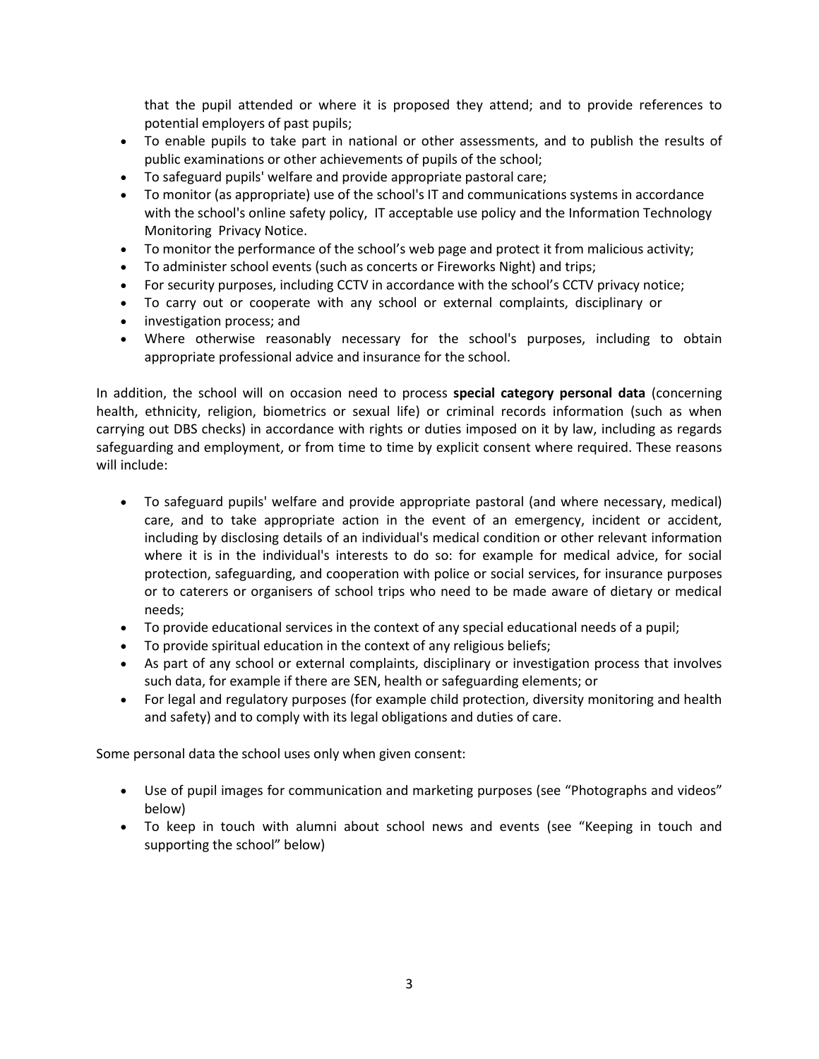that the pupil attended or where it is proposed they attend; and to provide references to potential employers of past pupils;

- To enable pupils to take part in national or other assessments, and to publish the results of public examinations or other achievements of pupils of the school;
- To safeguard pupils' welfare and provide appropriate pastoral care;
- To monitor (as appropriate) use of the school's IT and communications systems in accordance with the school's online safety policy, IT acceptable use policy and the Information Technology Monitoring Privacy Notice.
- To monitor the performance of the school's web page and protect it from malicious activity;
- To administer school events (such as concerts or Fireworks Night) and trips;
- For security purposes, including CCTV in accordance with the school's CCTV privacy notice;
- To carry out or cooperate with any school or external complaints, disciplinary or
- investigation process; and
- Where otherwise reasonably necessary for the school's purposes, including to obtain appropriate professional advice and insurance for the school.

In addition, the school will on occasion need to process **special category personal data** (concerning health, ethnicity, religion, biometrics or sexual life) or criminal records information (such as when carrying out DBS checks) in accordance with rights or duties imposed on it by law, including as regards safeguarding and employment, or from time to time by explicit consent where required. These reasons will include:

- To safeguard pupils' welfare and provide appropriate pastoral (and where necessary, medical) care, and to take appropriate action in the event of an emergency, incident or accident, including by disclosing details of an individual's medical condition or other relevant information where it is in the individual's interests to do so: for example for medical advice, for social protection, safeguarding, and cooperation with police or social services, for insurance purposes or to caterers or organisers of school trips who need to be made aware of dietary or medical needs;
- To provide educational services in the context of any special educational needs of a pupil;
- To provide spiritual education in the context of any religious beliefs;
- As part of any school or external complaints, disciplinary or investigation process that involves such data, for example if there are SEN, health or safeguarding elements; or
- For legal and regulatory purposes (for example child protection, diversity monitoring and health and safety) and to comply with its legal obligations and duties of care.

Some personal data the school uses only when given consent:

- Use of pupil images for communication and marketing purposes (see "Photographs and videos" below)
- To keep in touch with alumni about school news and events (see "Keeping in touch and supporting the school" below)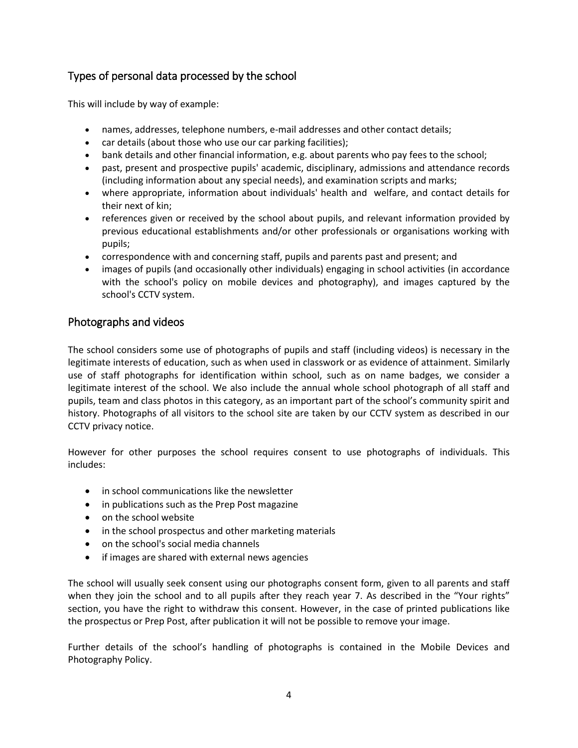## Types of personal data processed by the school

This will include by way of example:

- names, addresses, telephone numbers, e-mail addresses and other contact details;
- car details (about those who use our car parking facilities);
- bank details and other financial information, e.g. about parents who pay fees to the school;
- past, present and prospective pupils' academic, disciplinary, admissions and attendance records (including information about any special needs), and examination scripts and marks;
- where appropriate, information about individuals' health and welfare, and contact details for their next of kin;
- references given or received by the school about pupils, and relevant information provided by previous educational establishments and/or other professionals or organisations working with pupils;
- correspondence with and concerning staff, pupils and parents past and present; and
- images of pupils (and occasionally other individuals) engaging in school activities (in accordance with the school's policy on mobile devices and photography), and images captured by the school's CCTV system.

## Photographs and videos

The school considers some use of photographs of pupils and staff (including videos) is necessary in the legitimate interests of education, such as when used in classwork or as evidence of attainment. Similarly use of staff photographs for identification within school, such as on name badges, we consider a legitimate interest of the school. We also include the annual whole school photograph of all staff and pupils, team and class photos in this category, as an important part of the school's community spirit and history. Photographs of all visitors to the school site are taken by our CCTV system as described in our CCTV privacy notice.

However for other purposes the school requires consent to use photographs of individuals. This includes:

- in school communications like the newsletter
- in publications such as the Prep Post magazine
- on the school website
- in the school prospectus and other marketing materials
- on the school's social media channels
- if images are shared with external news agencies

The school will usually seek consent using our photographs consent form, given to all parents and staff when they join the school and to all pupils after they reach year 7. As described in the "Your rights" section, you have the right to withdraw this consent. However, in the case of printed publications like the prospectus or Prep Post, after publication it will not be possible to remove your image.

Further details of the school's handling of photographs is contained in the Mobile Devices and Photography Policy.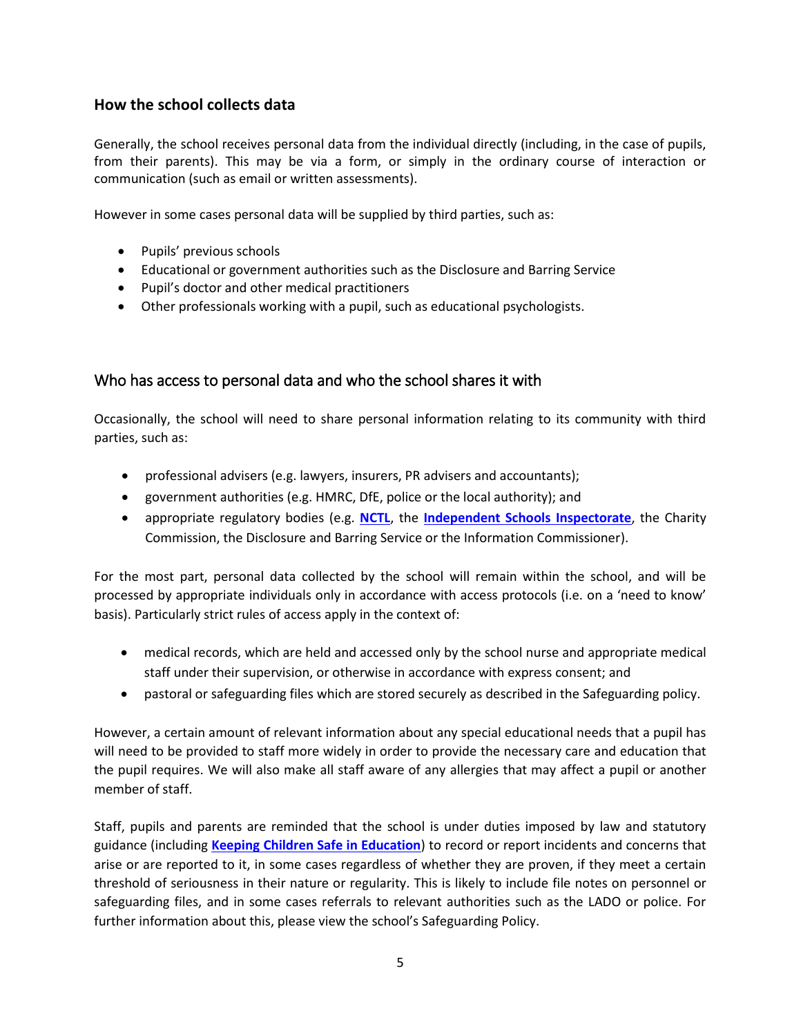## How the school collects data

Generally, the school receives personal data from the individual directly (including, in the case of pupils, from their parents). This may be via a form, or simply in the ordinary course of interaction or communication (such as email or written assessments).

However in some cases personal data will be supplied by third parties, such as:

- Pupils' previous schools
- Educational or government authorities such as the Disclosure and Barring Service
- Pupil's doctor and other medical practitioners
- Other professionals working with a pupil, such as educational psychologists.

## Who has access to personal data and who the school shares it with

Occasionally, the school will need to share personal information relating to its community with third parties, such as:

- professional advisers (e.g. lawyers, insurers, PR advisers and accountants);
- government authorities (e.g. HMRC, DfE, police or the local authority); and
- appropriate regulatory bodies (e.g. **NCTL**, the **Independent Schools Inspectorate**, the Charity Commission, the Disclosure and Barring Service or the Information Commissioner).

For the most part, personal data collected by the school will remain within the school, and will be processed by appropriate individuals only in accordance with access protocols (i.e. on a 'need to know' basis). Particularly strict rules of access apply in the context of:

- medical records, which are held and accessed only by the school nurse and appropriate medical staff under their supervision, or otherwise in accordance with express consent; and
- pastoral or safeguarding files which are stored securely as described in the Safeguarding policy.

However, a certain amount of relevant information about any special educational needs that a pupil has will need to be provided to staff more widely in order to provide the necessary care and education that the pupil requires. We will also make all staff aware of any allergies that may affect a pupil or another member of staff.

Staff, pupils and parents are reminded that the school is under duties imposed by law and statutory guidance (including **Keeping Children Safe in Education**) to record or report incidents and concerns that arise or are reported to it, in some cases regardless of whether they are proven, if they meet a certain threshold of seriousness in their nature or regularity. This is likely to include file notes on personnel or safeguarding files, and in some cases referrals to relevant authorities such as the LADO or police. For further information about this, please view the school's Safeguarding Policy.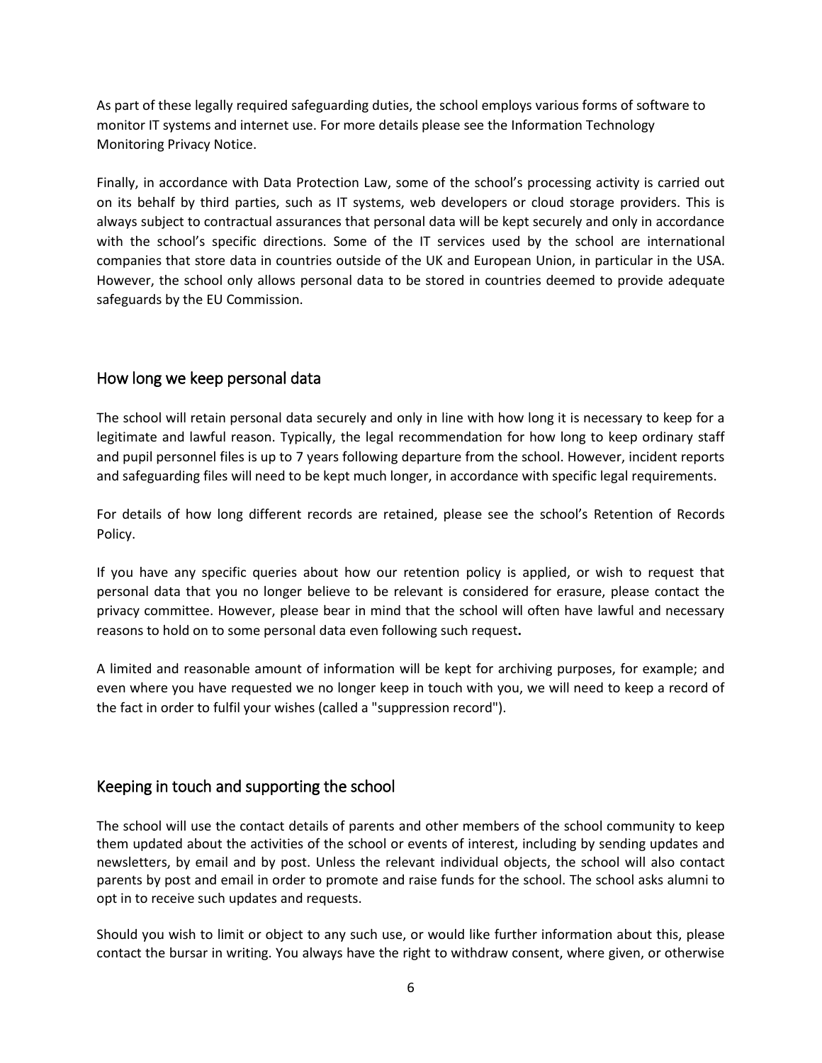As part of these legally required safeguarding duties, the school employs various forms of software to monitor IT systems and internet use. For more details please see the Information Technology Monitoring Privacy Notice.

Finally, in accordance with Data Protection Law, some of the school's processing activity is carried out on its behalf by third parties, such as IT systems, web developers or cloud storage providers. This is always subject to contractual assurances that personal data will be kept securely and only in accordance with the school's specific directions. Some of the IT services used by the school are international companies that store data in countries outside of the UK and European Union, in particular in the USA. However, the school only allows personal data to be stored in countries deemed to provide adequate safeguards by the EU Commission.

## How long we keep personal data

The school will retain personal data securely and only in line with how long it is necessary to keep for a legitimate and lawful reason. Typically, the legal recommendation for how long to keep ordinary staff and pupil personnel files is up to 7 years following departure from the school. However, incident reports and safeguarding files will need to be kept much longer, in accordance with specific legal requirements.

For details of how long different records are retained, please see the school's Retention of Records Policy.

If you have any specific queries about how our retention policy is applied, or wish to request that personal data that you no longer believe to be relevant is considered for erasure, please contact the privacy committee. However, please bear in mind that the school will often have lawful and necessary reasons to hold on to some personal data even following such request**.**

A limited and reasonable amount of information will be kept for archiving purposes, for example; and even where you have requested we no longer keep in touch with you, we will need to keep a record of the fact in order to fulfil your wishes (called a "suppression record").

## Keeping in touch and supporting the school

The school will use the contact details of parents and other members of the school community to keep them updated about the activities of the school or events of interest, including by sending updates and newsletters, by email and by post. Unless the relevant individual objects, the school will also contact parents by post and email in order to promote and raise funds for the school. The school asks alumni to opt in to receive such updates and requests.

Should you wish to limit or object to any such use, or would like further information about this, please contact the bursar in writing. You always have the right to withdraw consent, where given, or otherwise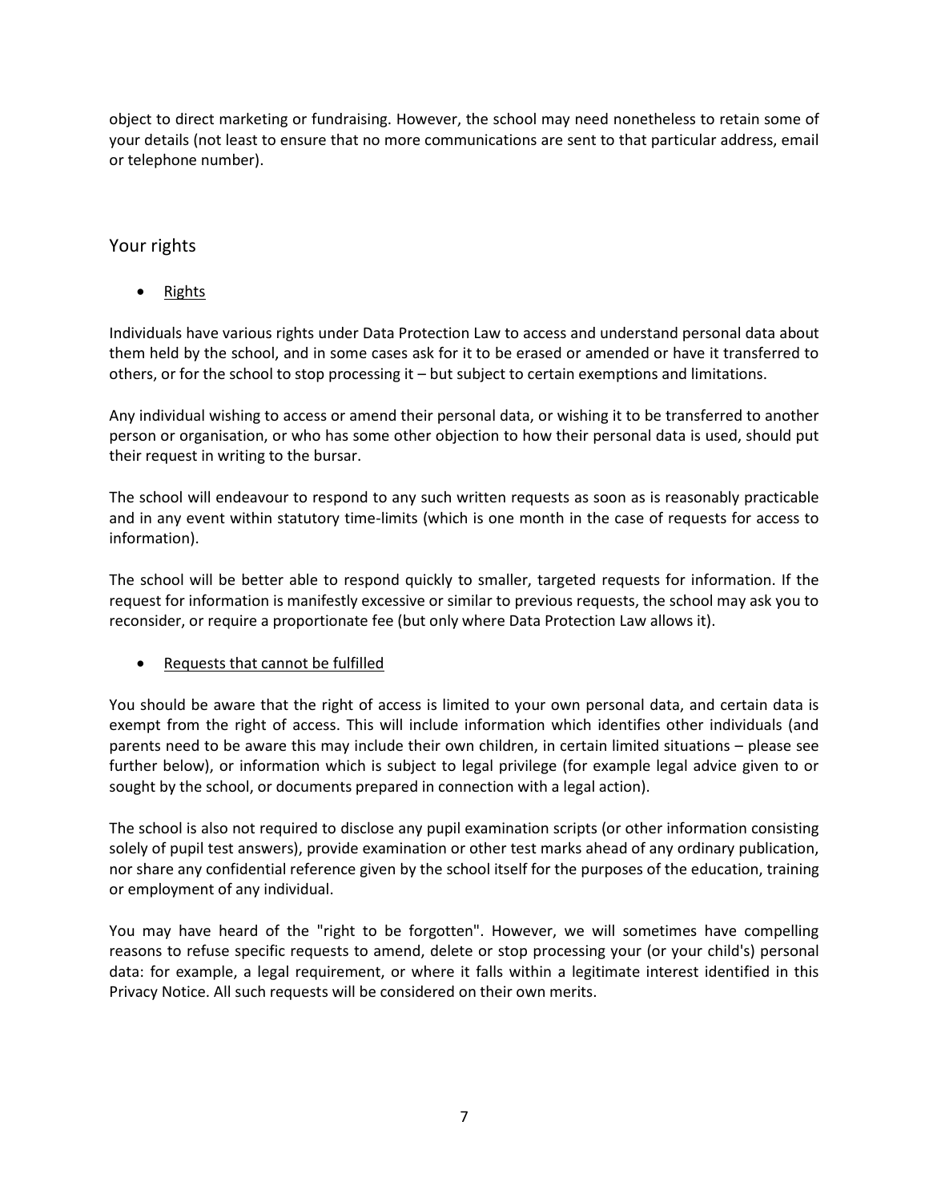object to direct marketing or fundraising. However, the school may need nonetheless to retain some of your details (not least to ensure that no more communications are sent to that particular address, email or telephone number).

## Your rights

- <u>Rights</u>

Individuals have various rights under Data Protection Law to access and understand personal data about them held by the school, and in some cases ask for it to be erased or amended or have it transferred to others, or for the school to stop processing it – but subject to certain exemptions and limitations.

Any individual wishing to access or amend their personal data, or wishing it to be transferred to another person or organisation, or who has some other objection to how their personal data is used, should put their request in writing to the bursar.

The school will endeavour to respond to any such written requests as soon as is reasonably practicable and in any event within statutory time-limits (which is one month in the case of requests for access to information).

The school will be better able to respond quickly to smaller, targeted requests for information. If the request for information is manifestly excessive or similar to previous requests, the school may ask you to reconsider, or require a proportionate fee (but only where Data Protection Law allows it).

- <u>Requests that cannot be fulfilled</u>

You should be aware that the right of access is limited to your own personal data, and certain data is exempt from the right of access. This will include information which identifies other individuals (and parents need to be aware this may include their own children, in certain limited situations – please see further below), or information which is subject to legal privilege (for example legal advice given to or sought by the school, or documents prepared in connection with a legal action).

The school is also not required to disclose any pupil examination scripts (or other information consisting solely of pupil test answers), provide examination or other test marks ahead of any ordinary publication, nor share any confidential reference given by the school itself for the purposes of the education, training or employment of any individual.

You may have heard of the "right to be forgotten". However, we will sometimes have compelling reasons to refuse specific requests to amend, delete or stop processing your (or your child's) personal data: for example, a legal requirement, or where it falls within a legitimate interest identified in this Privacy Notice. All such requests will be considered on their own merits.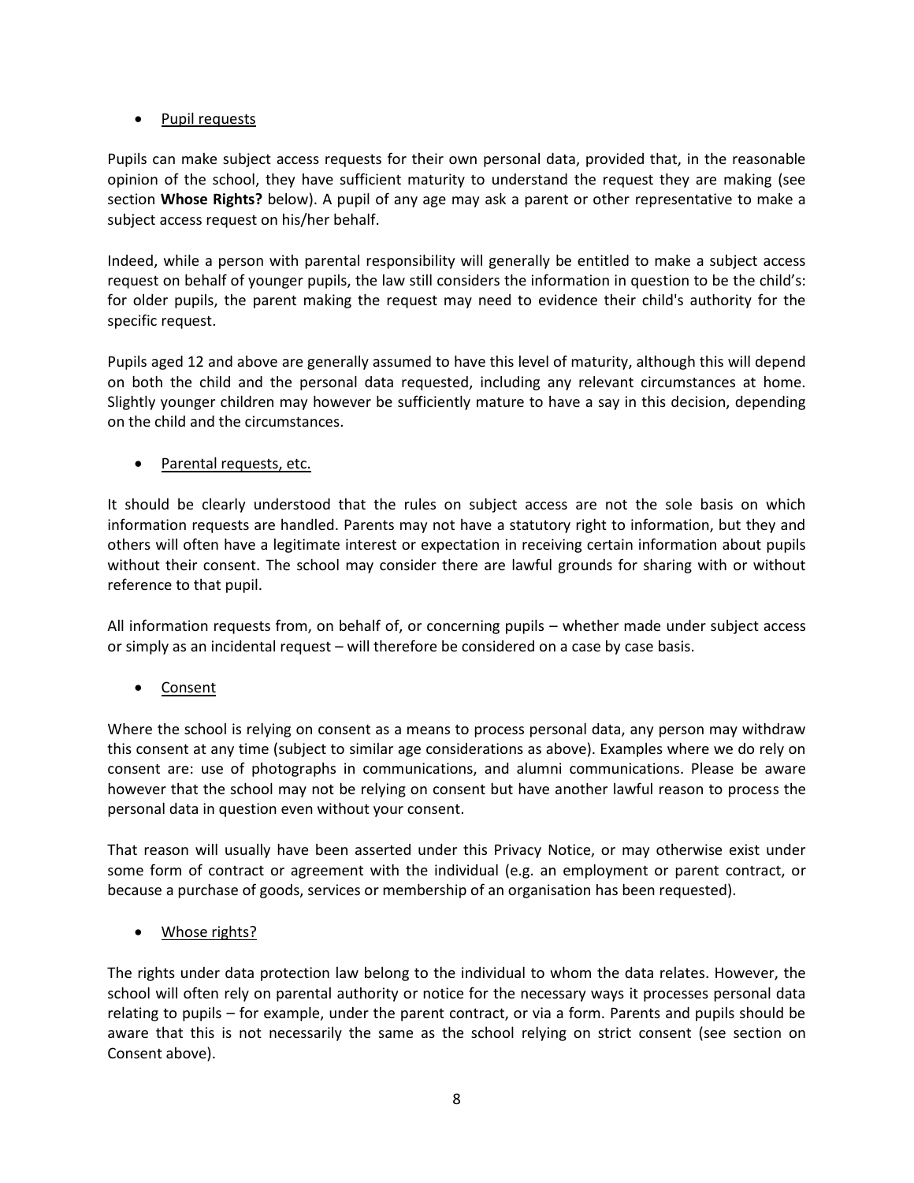- Pupil requests

Pupils can make subject access requests for their own personal data, provided that, in the reasonable opinion of the school, they have sufficient maturity to understand the request they are making (see section **Whose Rights?** below). A pupil of any age may ask a parent or other representative to make a subject access request on his/her behalf.

Indeed, while a person with parental responsibility will generally be entitled to make a subject access request on behalf of younger pupils, the law still considers the information in question to be the child's: for older pupils, the parent making the request may need to evidence their child's authority for the specific request.

Pupils aged 12 and above are generally assumed to have this level of maturity, although this will depend on both the child and the personal data requested, including any relevant circumstances at home. Slightly younger children may however be sufficiently mature to have a say in this decision, depending on the child and the circumstances.

- Parental requests, etc.

It should be clearly understood that the rules on subject access are not the sole basis on which information requests are handled. Parents may not have a statutory right to information, but they and others will often have a legitimate interest or expectation in receiving certain information about pupils without their consent. The school may consider there are lawful grounds for sharing with or without reference to that pupil.

All information requests from, on behalf of, or concerning pupils – whether made under subject access or simply as an incidental request – will therefore be considered on a case by case basis.

- Consent

Where the school is relying on consent as a means to process personal data, any person may withdraw this consent at any time (subject to similar age considerations as above). Examples where we do rely on consent are: use of photographs in communications, and alumni communications. Please be aware however that the school may not be relying on consent but have another lawful reason to process the personal data in question even without your consent.

That reason will usually have been asserted under this Privacy Notice, or may otherwise exist under some form of contract or agreement with the individual (e.g. an employment or parent contract, or because a purchase of goods, services or membership of an organisation has been requested).

- Whose rights?

The rights under data protection law belong to the individual to whom the data relates. However, the school will often rely on parental authority or notice for the necessary ways it processes personal data relating to pupils – for example, under the parent contract, or via a form. Parents and pupils should be aware that this is not necessarily the same as the school relying on strict consent (see section on Consent above).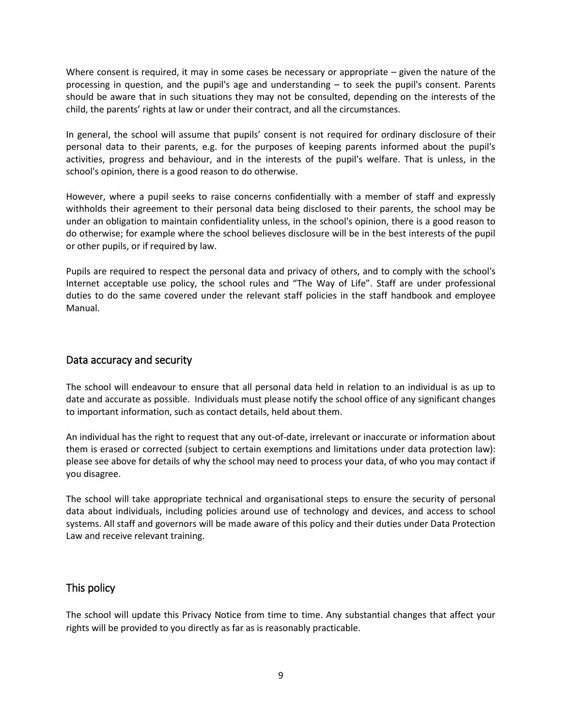Where consent is required, it may in some cases be necessary or appropriate – given the nature of the processing in question, and the pupil's age and understanding – to seek the pupil's consent. Parents should be aware that in such situations they may not be consulted, depending on the interests of the child, the parents' rights at law or under their contract, and all the circumstances.

In general, the school will assume that pupils' consent is not required for ordinary disclosure of their personal data to their parents, e.g. for the purposes of keeping parents informed about the pupil's activities, progress and behaviour, and in the interests of the pupil's welfare. That is unless, in the school's opinion, there is a good reason to do otherwise.

However, where a pupil seeks to raise concerns confidentially with a member of staff and expressly withholds their agreement to their personal data being disclosed to their parents, the school may be under an obligation to maintain confidentiality unless, in the school's opinion, there is a good reason to do otherwise; for example where the school believes disclosure will be in the best interests of the pupil or other pupils, or if required by law.

Pupils are required to respect the personal data and privacy of others, and to comply with the school's Internet acceptable use policy, the school rules and "The Way of Life". Staff are under professional duties to do the same covered under the relevant staff policies in the staff handbook and employee Manual.

## Data accuracy and security

The school will endeavour to ensure that all personal data held in relation to an individual is as up to date and accurate as possible. Individuals must please notify the school office of any significant changes to important information, such as contact details, held about them.

An individual has the right to request that any out-of-date, irrelevant or inaccurate or information about them is erased or corrected (subject to certain exemptions and limitations under data protection law): please see above for details of why the school may need to process your data, of who you may contact if you disagree.

The school will take appropriate technical and organisational steps to ensure the security of personal data about individuals, including policies around use of technology and devices, and access to school systems. All staff and governors will be made aware of this policy and their duties under Data Protection Law and receive relevant training.

## This policy

The school will update this Privacy Notice from time to time. Any substantial changes that affect your rights will be provided to you directly as far as is reasonably practicable.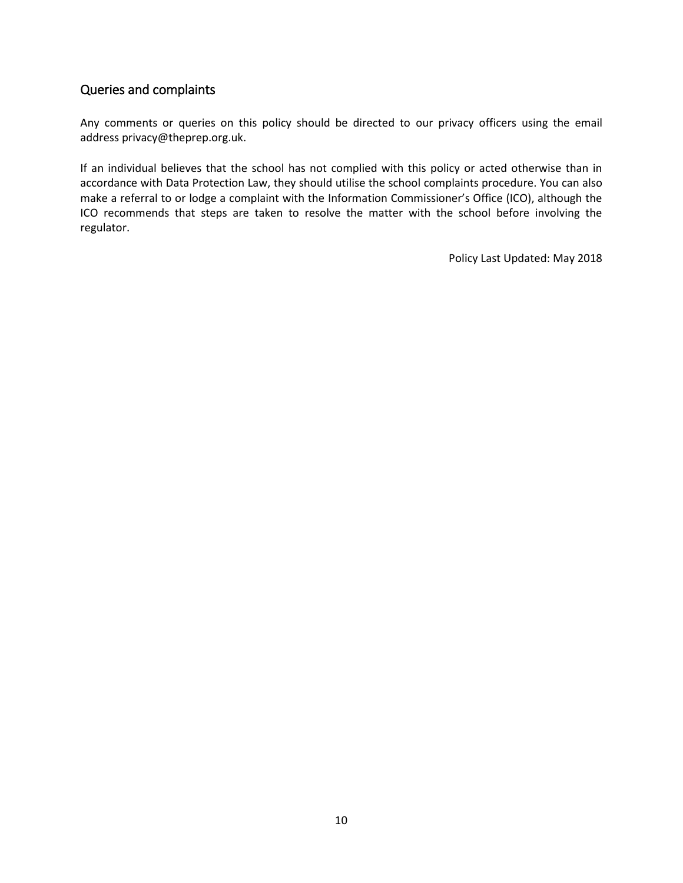## Queries and complaints

Any comments or queries on this policy should be directed to our privacy officers using the email address privacy@theprep.org.uk.

If an individual believes that the school has not complied with this policy or acted otherwise than in accordance with Data Protection Law, they should utilise the school complaints procedure. You can also make a referral to or lodge a complaint with the Information Commissioner's Office (ICO), although the ICO recommends that steps are taken to resolve the matter with the school before involving the regulator.

Policy Last Updated: May 2018